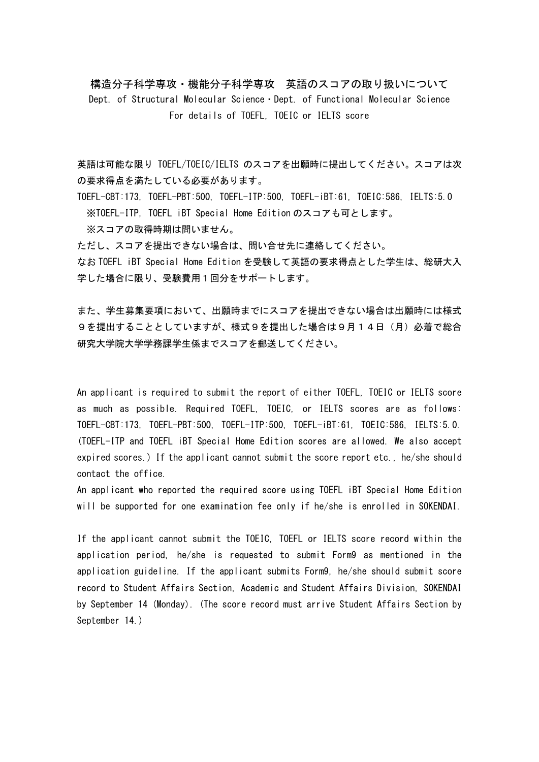# 構造分子科学専攻・機能分子科学専攻　英語のスコアの取り扱いについて

Dept. of Structural Molecular Science・Dept. of Functional Molecular Science
For details of TOEFL, TOEIC or IELTS score

英語は可能な限り TOEFL/TOEIC/IELTS のスコアを出願時に提出してください。スコアは次の要求得点を満たしている必要があります。

TOEFL-CBT:173, TOEFL-PBT:500, TOEFL-ITP:500, TOEFL-iBT:61, TOEIC:586, IELTS:5.0

※TOEFL-ITP, TOEFL iBT Special Home Edition のスコアも可とします。

※スコアの取得時期は問いません。

ただし、スコアを提出できない場合は、問い合せ先に連絡してください。

なお TOEFL iBT Special Home Edition を受験して英語の要求得点とした学生は、総研大入学した場合に限り、受験費用１回分をサポートします。

また、学生募集要項において、出願時までにスコアを提出できない場合は出願時には様式９を提出することとしていますが、様式９を提出した場合は９月１４日（月）必着で総合研究大学院大学学務課学生係までスコアを郵送してください。

An applicant is required to submit the report of either TOEFL, TOEIC or IELTS score as much as possible. Required TOEFL, TOEIC, or IELTS scores are as follows: TOEFL-CBT:173, TOEFL-PBT:500, TOEFL-ITP:500, TOEFL-iBT:61, TOEIC:586, IELTS:5.0. (TOEFL-ITP and TOEFL iBT Special Home Edition scores are allowed. We also accept expired scores.) If the applicant cannot submit the score report etc., he/she should contact the office.

An applicant who reported the required score using TOEFL iBT Special Home Edition will be supported for one examination fee only if he/she is enrolled in SOKENDAI.

If the applicant cannot submit the TOEIC, TOEFL or IELTS score record within the application period, he/she is requested to submit Form9 as mentioned in the application guideline. If the applicant submits Form9, he/she should submit score record to Student Affairs Section, Academic and Student Affairs Division, SOKENDAI by September 14 (Monday). (The score record must arrive Student Affairs Section by September 14.)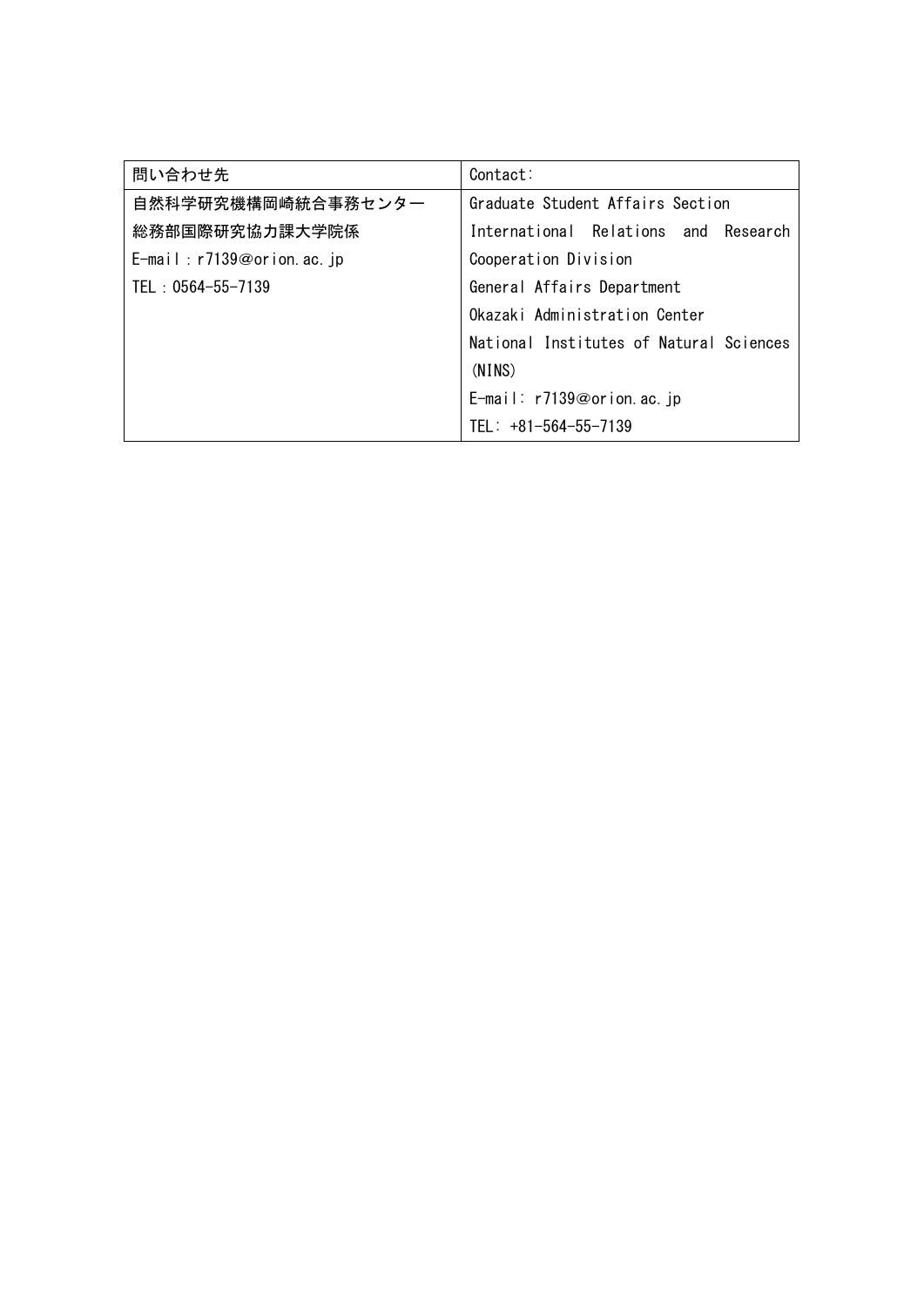| 問い合わせ先 | Contact: |
| --- | --- |
| 自然科学研究機構岡崎統合事務センター<br>総務部国際研究協力課大学院係<br>E-mail：r7139@orion.ac.jp<br>TEL：0564-55-7139 | Graduate Student Affairs Section<br>International Relations and Research Cooperation Division<br>General Affairs Department<br>Okazaki Administration Center<br>National Institutes of Natural Sciences (NINS)<br>E-mail: r7139@orion.ac.jp<br>TEL: +81-564-55-7139 |